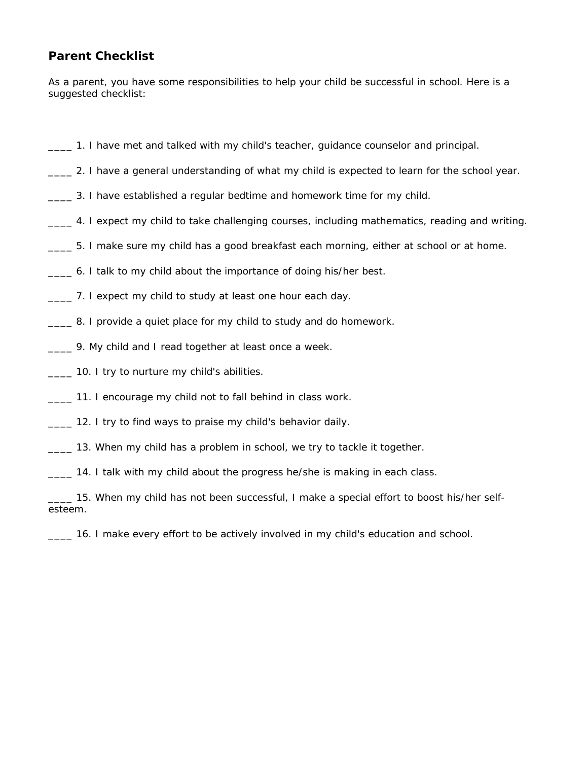## Parent Checklist

As a parent, you have some responsibilities to help your child be successful in school. Here is a suggested checklist:

____ 1. I have met and talked with my child's teacher, guidance counselor and principal.

____ 2. I have a general understanding of what my child is expected to learn for the school year.

____ 3. I have established a regular bedtime and homework time for my child.

____ 4. I expect my child to take challenging courses, including mathematics, reading and writing.

____ 5. I make sure my child has a good breakfast each morning, either at school or at home.

____ 6. I talk to my child about the importance of doing his/her best.

____ 7. I expect my child to study at least one hour each day.

____ 8. I provide a quiet place for my child to study and do homework.

____ 9. My child and I read together at least once a week.

____ 10. I try to nurture my child's abilities.

____ 11. I encourage my child not to fall behind in class work.

____ 12. I try to find ways to praise my child's behavior daily.

____ 13. When my child has a problem in school, we try to tackle it together.

____ 14. I talk with my child about the progress he/she is making in each class.

____ 15. When my child has not been successful, I make a special effort to boost his/her self-esteem.

____ 16. I make every effort to be actively involved in my child's education and school.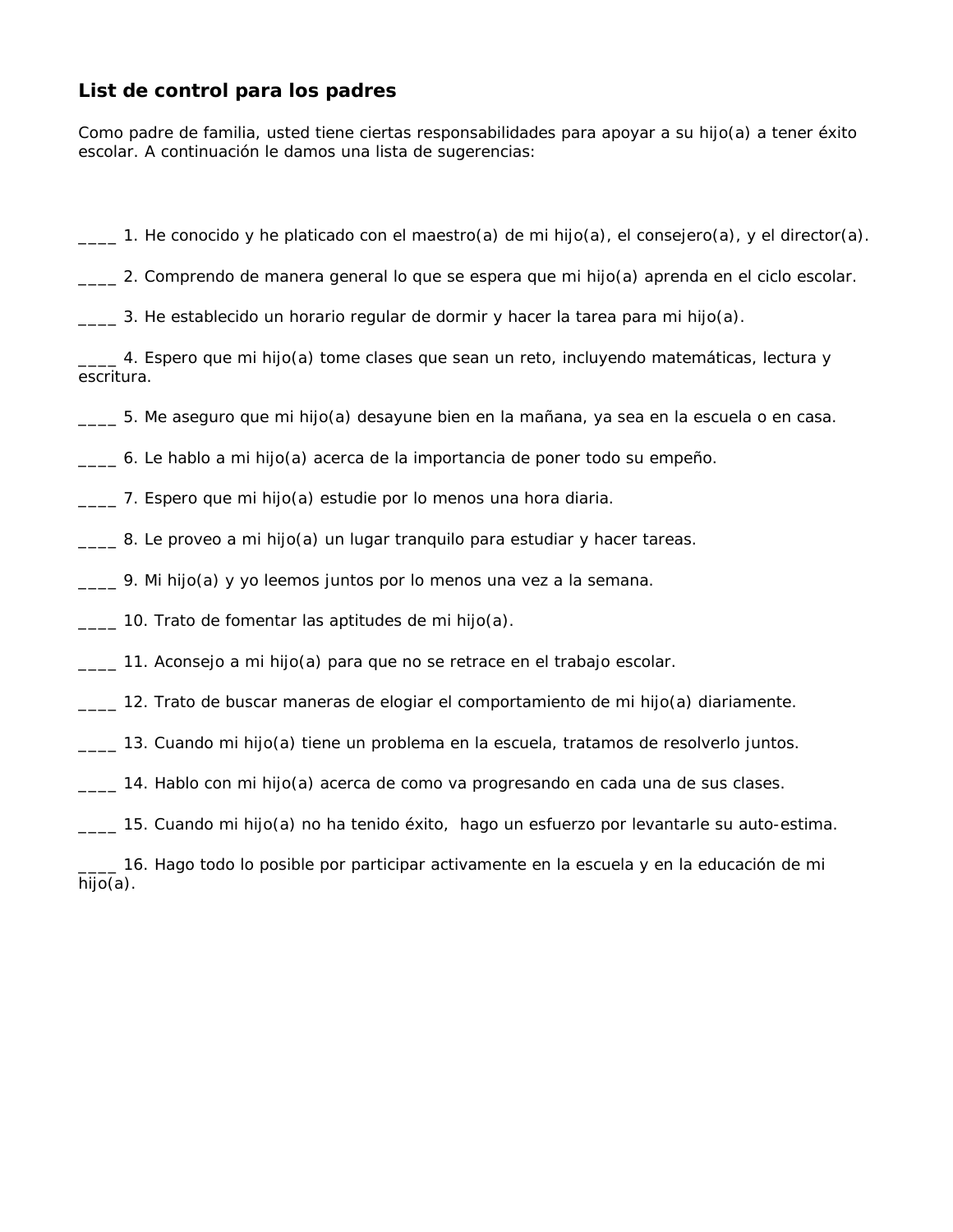## List de control para los padres

Como padre de familia, usted tiene ciertas responsabilidades para apoyar a su hijo(a) a tener éxito escolar. A continuación le damos una lista de sugerencias:

____ 1. He conocido y he platicado con el maestro(a) de mi hijo(a), el consejero(a), y el director(a).

____ 2. Comprendo de manera general lo que se espera que mi hijo(a) aprenda en el ciclo escolar.

____ 3. He establecido un horario regular de dormir y hacer la tarea para mi hijo(a).

____ 4. Espero que mi hijo(a) tome clases que sean un reto, incluyendo matemáticas, lectura y escritura.

____ 5. Me aseguro que mi hijo(a) desayune bien en la mañana, ya sea en la escuela o en casa.

____ 6. Le hablo a mi hijo(a) acerca de la importancia de poner todo su empeño.

____ 7. Espero que mi hijo(a) estudie por lo menos una hora diaria.

____ 8. Le proveo a mi hijo(a) un lugar tranquilo para estudiar y hacer tareas.

____ 9. Mi hijo(a) y yo leemos juntos por lo menos una vez a la semana.

____ 10. Trato de fomentar las aptitudes de mi hijo(a).

____ 11. Aconsejo a mi hijo(a) para que no se retrace en el trabajo escolar.

____ 12. Trato de buscar maneras de elogiar el comportamiento de mi hijo(a) diariamente.

____ 13. Cuando mi hijo(a) tiene un problema en la escuela, tratamos de resolverlo juntos.

____ 14. Hablo con mi hijo(a) acerca de como va progresando en cada una de sus clases.

____ 15. Cuando mi hijo(a) no ha tenido éxito, hago un esfuerzo por levantarle su auto-estima.

____ 16. Hago todo lo posible por participar activamente en la escuela y en la educación de mi hijo(a).